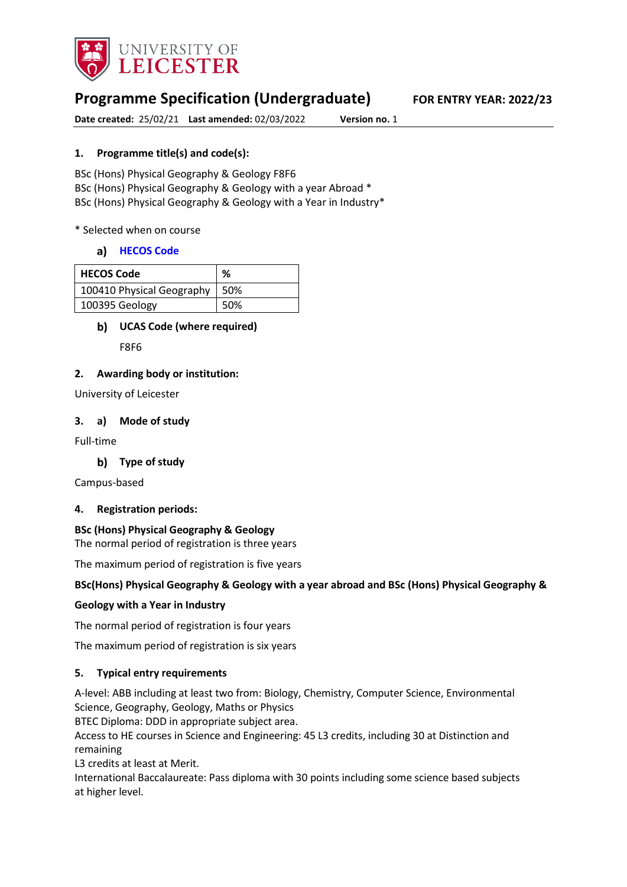UNIVERSITY OF LEICESTER

# Programme Specification (Undergraduate)

**FOR ENTRY YEAR: 2022/23**

**Date created:** 25/02/21 **Last amended:** 02/03/2022 **Version no.** 1

## 1. Programme title(s) and code(s):

BSc (Hons) Physical Geography & Geology F8F6
BSc (Hons) Physical Geography & Geology with a year Abroad *
BSc (Hons) Physical Geography & Geology with a Year in Industry*

* Selected when on course

### a) HECOS Code

| HECOS Code | % |
|---|---|
| 100410 Physical Geography | 50% |
| 100395 Geology | 50% |

### b) UCAS Code (where required)

F8F6

## 2. Awarding body or institution:

University of Leicester

## 3. a) Mode of study

Full-time

### b) Type of study

Campus-based

## 4. Registration periods:

**BSc (Hons) Physical Geography & Geology**
The normal period of registration is three years

The maximum period of registration is five years

**BSc(Hons) Physical Geography & Geology with a year abroad and BSc (Hons) Physical Geography & Geology with a Year in Industry**

The normal period of registration is four years

The maximum period of registration is six years

## 5. Typical entry requirements

A-level: ABB including at least two from: Biology, Chemistry, Computer Science, Environmental Science, Geography, Geology, Maths or Physics
BTEC Diploma: DDD in appropriate subject area.
Access to HE courses in Science and Engineering: 45 L3 credits, including 30 at Distinction and remaining
L3 credits at least at Merit.
International Baccalaureate: Pass diploma with 30 points including some science based subjects at higher level.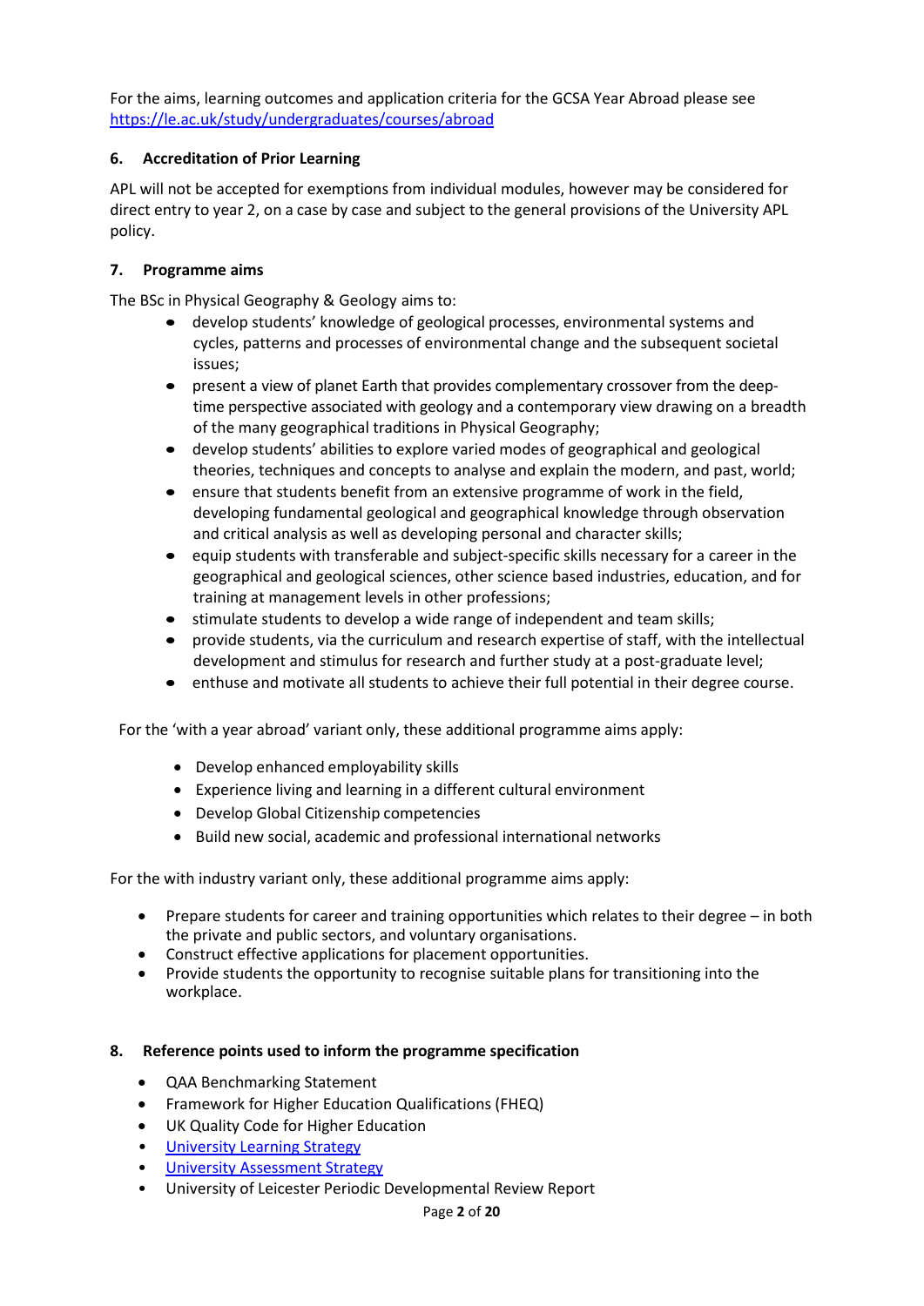For the aims, learning outcomes and application criteria for the GCSA Year Abroad please see [https://le.ac.uk/study/undergraduates/courses/abroad](https://le.ac.uk/study/undergraduates/courses/abroad)

## 6. Accreditation of Prior Learning

APL will not be accepted for exemptions from individual modules, however may be considered for direct entry to year 2, on a case by case and subject to the general provisions of the University APL policy.

## 7. Programme aims

The BSc in Physical Geography & Geology aims to:

- develop students' knowledge of geological processes, environmental systems and cycles, patterns and processes of environmental change and the subsequent societal issues;
- present a view of planet Earth that provides complementary crossover from the deep-time perspective associated with geology and a contemporary view drawing on a breadth of the many geographical traditions in Physical Geography;
- develop students' abilities to explore varied modes of geographical and geological theories, techniques and concepts to analyse and explain the modern, and past, world;
- ensure that students benefit from an extensive programme of work in the field, developing fundamental geological and geographical knowledge through observation and critical analysis as well as developing personal and character skills;
- equip students with transferable and subject-specific skills necessary for a career in the geographical and geological sciences, other science based industries, education, and for training at management levels in other professions;
- stimulate students to develop a wide range of independent and team skills;
- provide students, via the curriculum and research expertise of staff, with the intellectual development and stimulus for research and further study at a post-graduate level;
- enthuse and motivate all students to achieve their full potential in their degree course.

For the 'with a year abroad' variant only, these additional programme aims apply:

- Develop enhanced employability skills
- Experience living and learning in a different cultural environment
- Develop Global Citizenship competencies
- Build new social, academic and professional international networks

For the with industry variant only, these additional programme aims apply:

- Prepare students for career and training opportunities which relates to their degree – in both the private and public sectors, and voluntary organisations.
- Construct effective applications for placement opportunities.
- Provide students the opportunity to recognise suitable plans for transitioning into the workplace.

## 8. Reference points used to inform the programme specification

- QAA Benchmarking Statement
- Framework for Higher Education Qualifications (FHEQ)
- UK Quality Code for Higher Education
- University Learning Strategy
- University Assessment Strategy
- University of Leicester Periodic Developmental Review Report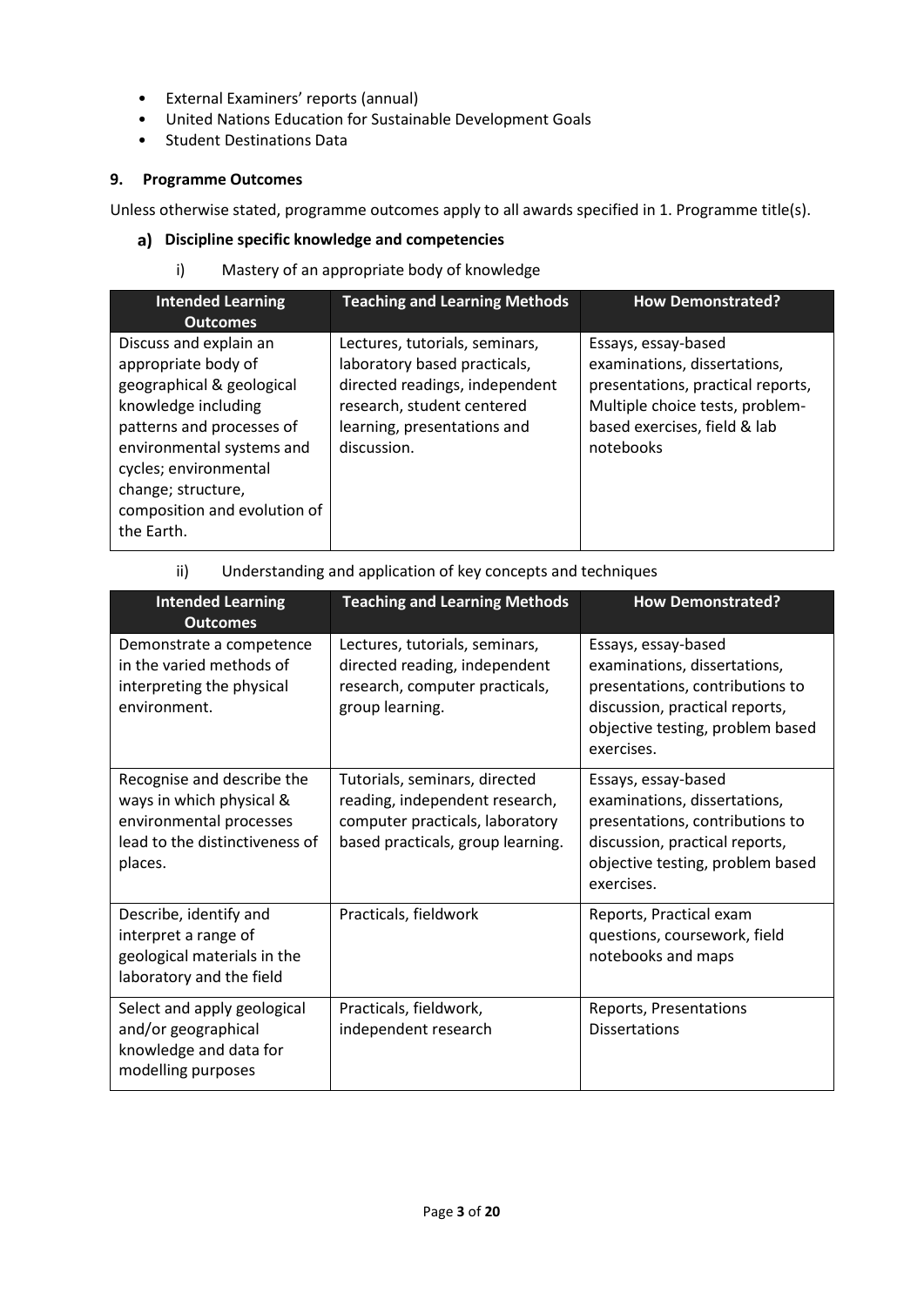- External Examiners' reports (annual)
- United Nations Education for Sustainable Development Goals
- Student Destinations Data

## 9. Programme Outcomes

Unless otherwise stated, programme outcomes apply to all awards specified in 1. Programme title(s).

### a) Discipline specific knowledge and competencies

i) Mastery of an appropriate body of knowledge

| Intended Learning Outcomes | Teaching and Learning Methods | How Demonstrated? |
|---|---|---|
| Discuss and explain an appropriate body of geographical & geological knowledge including patterns and processes of environmental systems and cycles; environmental change; structure, composition and evolution of the Earth. | Lectures, tutorials, seminars, laboratory based practicals, directed readings, independent research, student centered learning, presentations and discussion. | Essays, essay-based examinations, dissertations, presentations, practical reports, Multiple choice tests, problem-based exercises, field & lab notebooks |

ii) Understanding and application of key concepts and techniques

| Intended Learning Outcomes | Teaching and Learning Methods | How Demonstrated? |
|---|---|---|
| Demonstrate a competence in the varied methods of interpreting the physical environment. | Lectures, tutorials, seminars, directed reading, independent research, computer practicals, group learning. | Essays, essay-based examinations, dissertations, presentations, contributions to discussion, practical reports, objective testing, problem based exercises. |
| Recognise and describe the ways in which physical & environmental processes lead to the distinctiveness of places. | Tutorials, seminars, directed reading, independent research, computer practicals, laboratory based practicals, group learning. | Essays, essay-based examinations, dissertations, presentations, contributions to discussion, practical reports, objective testing, problem based exercises. |
| Describe, identify and interpret a range of geological materials in the laboratory and the field | Practicals, fieldwork | Reports, Practical exam questions, coursework, field notebooks and maps |
| Select and apply geological and/or geographical knowledge and data for modelling purposes | Practicals, fieldwork, independent research | Reports, Presentations Dissertations |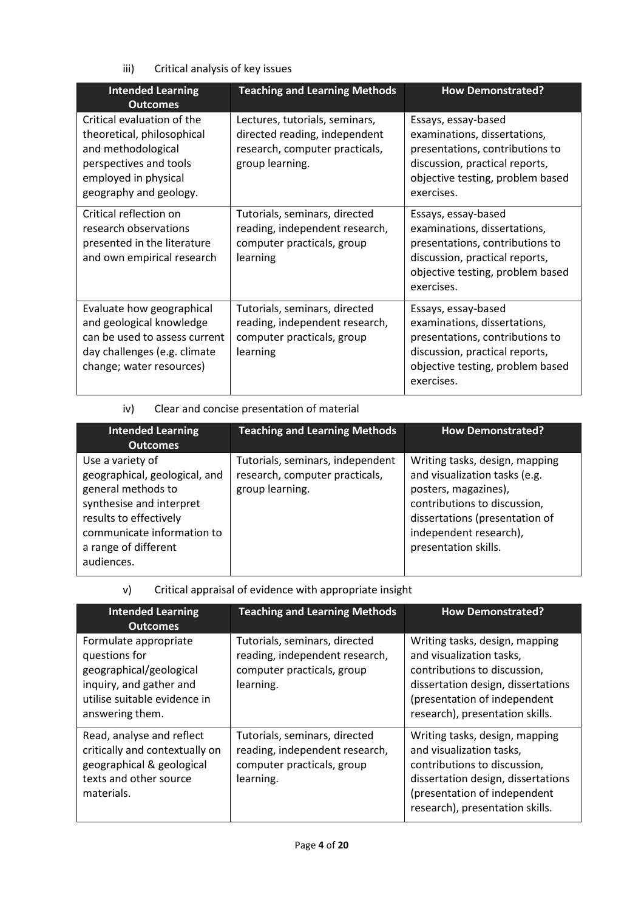iii) Critical analysis of key issues

| Intended Learning Outcomes | Teaching and Learning Methods | How Demonstrated? |
|---|---|---|
| Critical evaluation of the theoretical, philosophical and methodological perspectives and tools employed in physical geography and geology. | Lectures, tutorials, seminars, directed reading, independent research, computer practicals, group learning. | Essays, essay-based examinations, dissertations, presentations, contributions to discussion, practical reports, objective testing, problem based exercises. |
| Critical reflection on research observations presented in the literature and own empirical research | Tutorials, seminars, directed reading, independent research, computer practicals, group learning | Essays, essay-based examinations, dissertations, presentations, contributions to discussion, practical reports, objective testing, problem based exercises. |
| Evaluate how geographical and geological knowledge can be used to assess current day challenges (e.g. climate change; water resources) | Tutorials, seminars, directed reading, independent research, computer practicals, group learning | Essays, essay-based examinations, dissertations, presentations, contributions to discussion, practical reports, objective testing, problem based exercises. |

iv) Clear and concise presentation of material

| Intended Learning Outcomes | Teaching and Learning Methods | How Demonstrated? |
|---|---|---|
| Use a variety of geographical, geological, and general methods to synthesise and interpret results to effectively communicate information to a range of different audiences. | Tutorials, seminars, independent research, computer practicals, group learning. | Writing tasks, design, mapping and visualization tasks (e.g. posters, magazines), contributions to discussion, dissertations (presentation of independent research), presentation skills. |

v) Critical appraisal of evidence with appropriate insight

| Intended Learning Outcomes | Teaching and Learning Methods | How Demonstrated? |
|---|---|---|
| Formulate appropriate questions for geographical/geological inquiry, and gather and utilise suitable evidence in answering them. | Tutorials, seminars, directed reading, independent research, computer practicals, group learning. | Writing tasks, design, mapping and visualization tasks, contributions to discussion, dissertation design, dissertations (presentation of independent research), presentation skills. |
| Read, analyse and reflect critically and contextually on geographical & geological texts and other source materials. | Tutorials, seminars, directed reading, independent research, computer practicals, group learning. | Writing tasks, design, mapping and visualization tasks, contributions to discussion, dissertation design, dissertations (presentation of independent research), presentation skills. |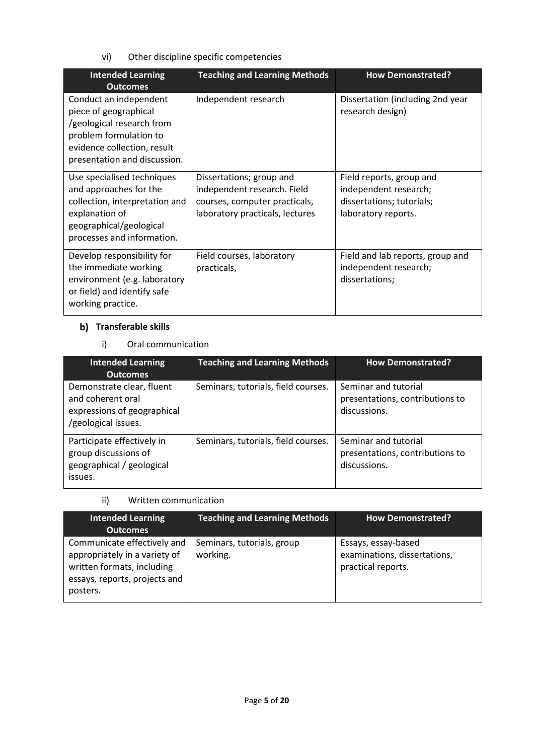vi) Other discipline specific competencies

| Intended Learning Outcomes | Teaching and Learning Methods | How Demonstrated? |
| --- | --- | --- |
| Conduct an independent piece of geographical /geological research from problem formulation to evidence collection, result presentation and discussion. | Independent research | Dissertation (including 2nd year research design) |
| Use specialised techniques and approaches for the collection, interpretation and explanation of geographical/geological processes and information. | Dissertations; group and independent research. Field courses, computer practicals, laboratory practicals, lectures | Field reports, group and independent research; dissertations; tutorials; laboratory reports. |
| Develop responsibility for the immediate working environment (e.g. laboratory or field) and identify safe working practice. | Field courses, laboratory practicals, | Field and lab reports, group and independent research; dissertations; |

## b) Transferable skills

i) Oral communication

| Intended Learning Outcomes | Teaching and Learning Methods | How Demonstrated? |
| --- | --- | --- |
| Demonstrate clear, fluent and coherent oral expressions of geographical /geological issues. | Seminars, tutorials, field courses. | Seminar and tutorial presentations, contributions to discussions. |
| Participate effectively in group discussions of geographical / geological issues. | Seminars, tutorials, field courses. | Seminar and tutorial presentations, contributions to discussions. |

ii) Written communication

| Intended Learning Outcomes | Teaching and Learning Methods | How Demonstrated? |
| --- | --- | --- |
| Communicate effectively and appropriately in a variety of written formats, including essays, reports, projects and posters. | Seminars, tutorials, group working. | Essays, essay-based examinations, dissertations, practical reports. |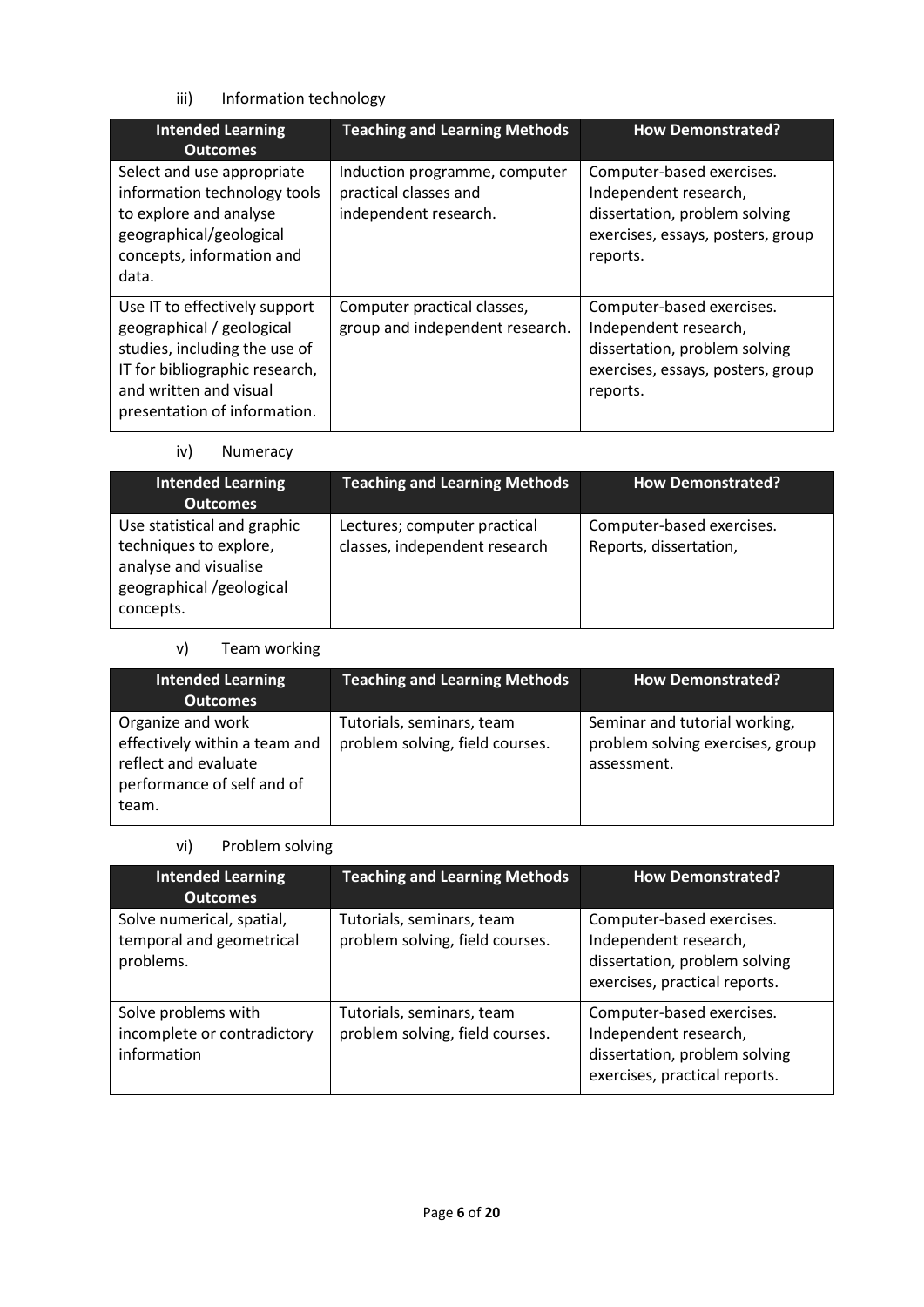iii) Information technology

| Intended Learning Outcomes | Teaching and Learning Methods | How Demonstrated? |
|---|---|---|
| Select and use appropriate information technology tools to explore and analyse geographical/geological concepts, information and data. | Induction programme, computer practical classes and independent research. | Computer-based exercises. Independent research, dissertation, problem solving exercises, essays, posters, group reports. |
| Use IT to effectively support geographical / geological studies, including the use of IT for bibliographic research, and written and visual presentation of information. | Computer practical classes, group and independent research. | Computer-based exercises. Independent research, dissertation, problem solving exercises, essays, posters, group reports. |

iv) Numeracy

| Intended Learning Outcomes | Teaching and Learning Methods | How Demonstrated? |
|---|---|---|
| Use statistical and graphic techniques to explore, analyse and visualise geographical /geological concepts. | Lectures; computer practical classes, independent research | Computer-based exercises. Reports, dissertation, |

v) Team working

| Intended Learning Outcomes | Teaching and Learning Methods | How Demonstrated? |
|---|---|---|
| Organize and work effectively within a team and reflect and evaluate performance of self and of team. | Tutorials, seminars, team problem solving, field courses. | Seminar and tutorial working, problem solving exercises, group assessment. |

vi) Problem solving

| Intended Learning Outcomes | Teaching and Learning Methods | How Demonstrated? |
|---|---|---|
| Solve numerical, spatial, temporal and geometrical problems. | Tutorials, seminars, team problem solving, field courses. | Computer-based exercises. Independent research, dissertation, problem solving exercises, practical reports. |
| Solve problems with incomplete or contradictory information | Tutorials, seminars, team problem solving, field courses. | Computer-based exercises. Independent research, dissertation, problem solving exercises, practical reports. |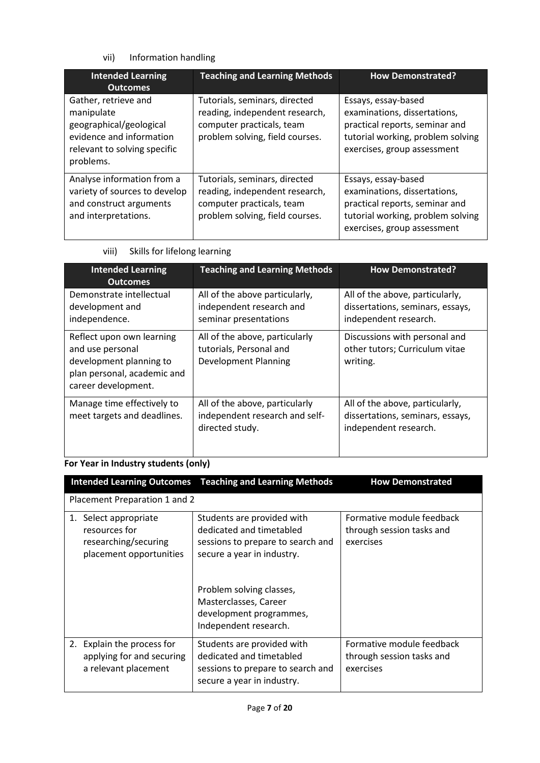vii) Information handling

| Intended Learning Outcomes | Teaching and Learning Methods | How Demonstrated? |
|---|---|---|
| Gather, retrieve and manipulate geographical/geological evidence and information relevant to solving specific problems. | Tutorials, seminars, directed reading, independent research, computer practicals, team problem solving, field courses. | Essays, essay-based examinations, dissertations, practical reports, seminar and tutorial working, problem solving exercises, group assessment |
| Analyse information from a variety of sources to develop and construct arguments and interpretations. | Tutorials, seminars, directed reading, independent research, computer practicals, team problem solving, field courses. | Essays, essay-based examinations, dissertations, practical reports, seminar and tutorial working, problem solving exercises, group assessment |

viii) Skills for lifelong learning

| Intended Learning Outcomes | Teaching and Learning Methods | How Demonstrated? |
|---|---|---|
| Demonstrate intellectual development and independence. | All of the above particularly, independent research and seminar presentations | All of the above, particularly, dissertations, seminars, essays, independent research. |
| Reflect upon own learning and use personal development planning to plan personal, academic and career development. | All of the above, particularly tutorials, Personal and Development Planning | Discussions with personal and other tutors; Curriculum vitae writing. |
| Manage time effectively to meet targets and deadlines. | All of the above, particularly independent research and self-directed study. | All of the above, particularly, dissertations, seminars, essays, independent research. |

**For Year in Industry students (only)**

| Intended Learning Outcomes | Teaching and Learning Methods | How Demonstrated |
|---|---|---|
| Placement Preparation 1 and 2 | | |
| 1. Select appropriate resources for researching/securing placement opportunities | Students are provided with dedicated and timetabled sessions to prepare to search and secure a year in industry.<br><br>Problem solving classes, Masterclasses, Career development programmes, Independent research. | Formative module feedback through session tasks and exercises |
| 2. Explain the process for applying for and securing a relevant placement | Students are provided with dedicated and timetabled sessions to prepare to search and secure a year in industry. | Formative module feedback through session tasks and exercises |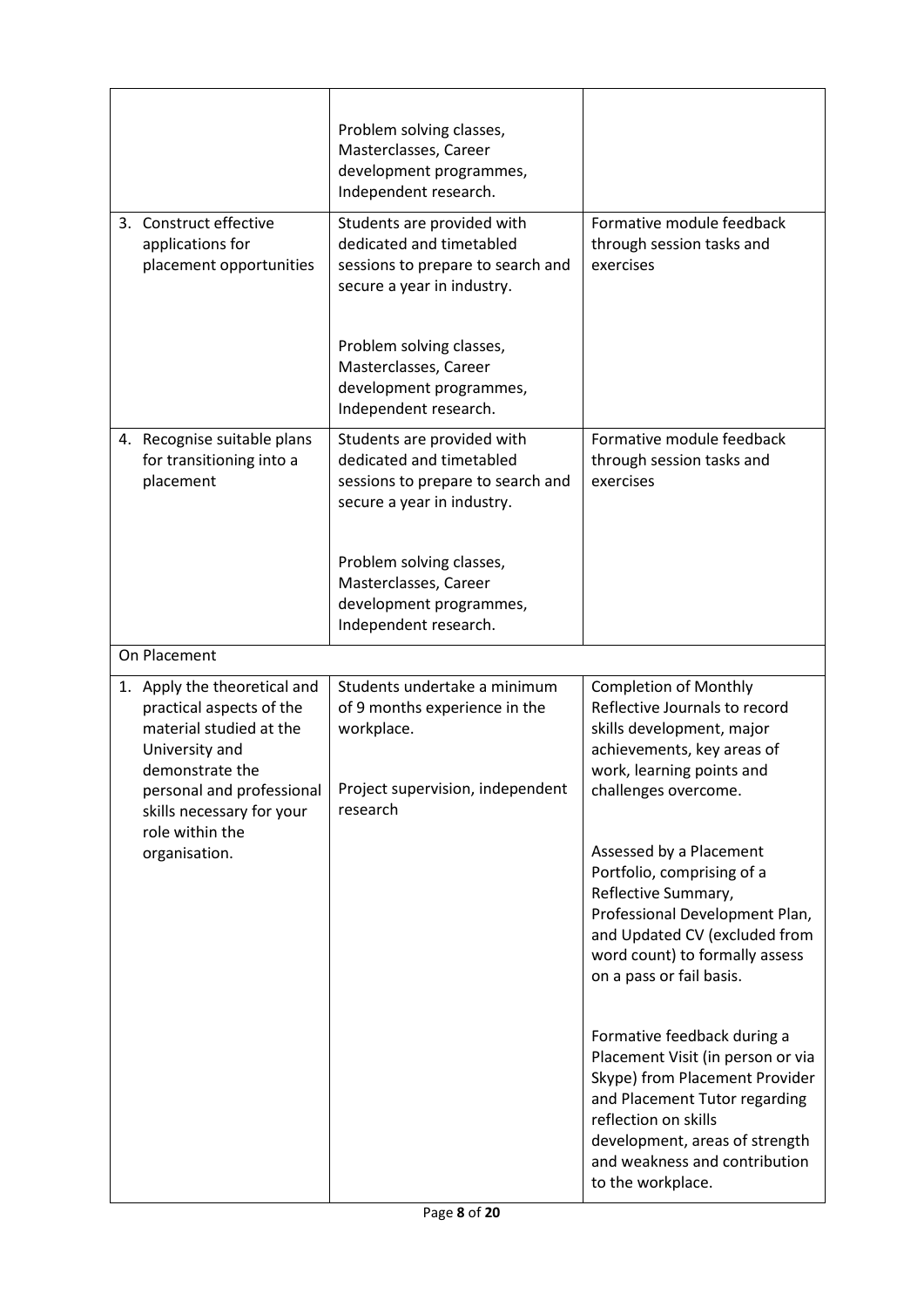| | | |
|---|---|---|
| | Problem solving classes, Masterclasses, Career development programmes, Independent research. | |
| 3. Construct effective applications for placement opportunities | Students are provided with dedicated and timetabled sessions to prepare to search and secure a year in industry.<br><br>Problem solving classes, Masterclasses, Career development programmes, Independent research. | Formative module feedback through session tasks and exercises |
| 4. Recognise suitable plans for transitioning into a placement | Students are provided with dedicated and timetabled sessions to prepare to search and secure a year in industry.<br><br>Problem solving classes, Masterclasses, Career development programmes, Independent research. | Formative module feedback through session tasks and exercises |
| On Placement | | |
| 1. Apply the theoretical and practical aspects of the material studied at the University and demonstrate the personal and professional skills necessary for your role within the organisation. | Students undertake a minimum of 9 months experience in the workplace.<br><br>Project supervision, independent research | Completion of Monthly Reflective Journals to record skills development, major achievements, key areas of work, learning points and challenges overcome.<br><br>Assessed by a Placement Portfolio, comprising of a Reflective Summary, Professional Development Plan, and Updated CV (excluded from word count) to formally assess on a pass or fail basis.<br><br>Formative feedback during a Placement Visit (in person or via Skype) from Placement Provider and Placement Tutor regarding reflection on skills development, areas of strength and weakness and contribution to the workplace. |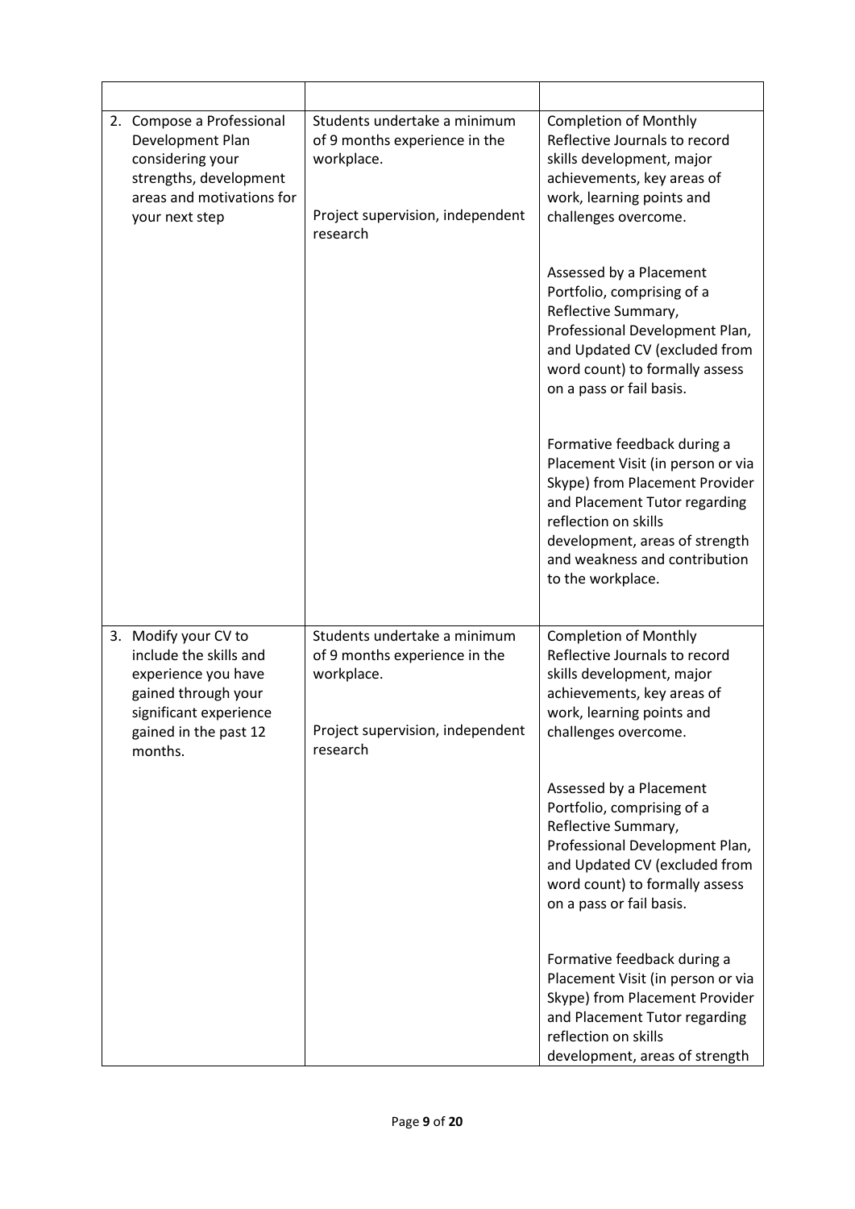| | | |
|---|---|---|
| 2. Compose a Professional Development Plan considering your strengths, development areas and motivations for your next step | Students undertake a minimum of 9 months experience in the workplace.<br><br>Project supervision, independent research | Completion of Monthly Reflective Journals to record skills development, major achievements, key areas of work, learning points and challenges overcome.<br><br>Assessed by a Placement Portfolio, comprising of a Reflective Summary, Professional Development Plan, and Updated CV (excluded from word count) to formally assess on a pass or fail basis.<br><br>Formative feedback during a Placement Visit (in person or via Skype) from Placement Provider and Placement Tutor regarding reflection on skills development, areas of strength and weakness and contribution to the workplace. |
| 3. Modify your CV to include the skills and experience you have gained through your significant experience gained in the past 12 months. | Students undertake a minimum of 9 months experience in the workplace.<br><br>Project supervision, independent research | Completion of Monthly Reflective Journals to record skills development, major achievements, key areas of work, learning points and challenges overcome.<br><br>Assessed by a Placement Portfolio, comprising of a Reflective Summary, Professional Development Plan, and Updated CV (excluded from word count) to formally assess on a pass or fail basis.<br><br>Formative feedback during a Placement Visit (in person or via Skype) from Placement Provider and Placement Tutor regarding reflection on skills development, areas of strength |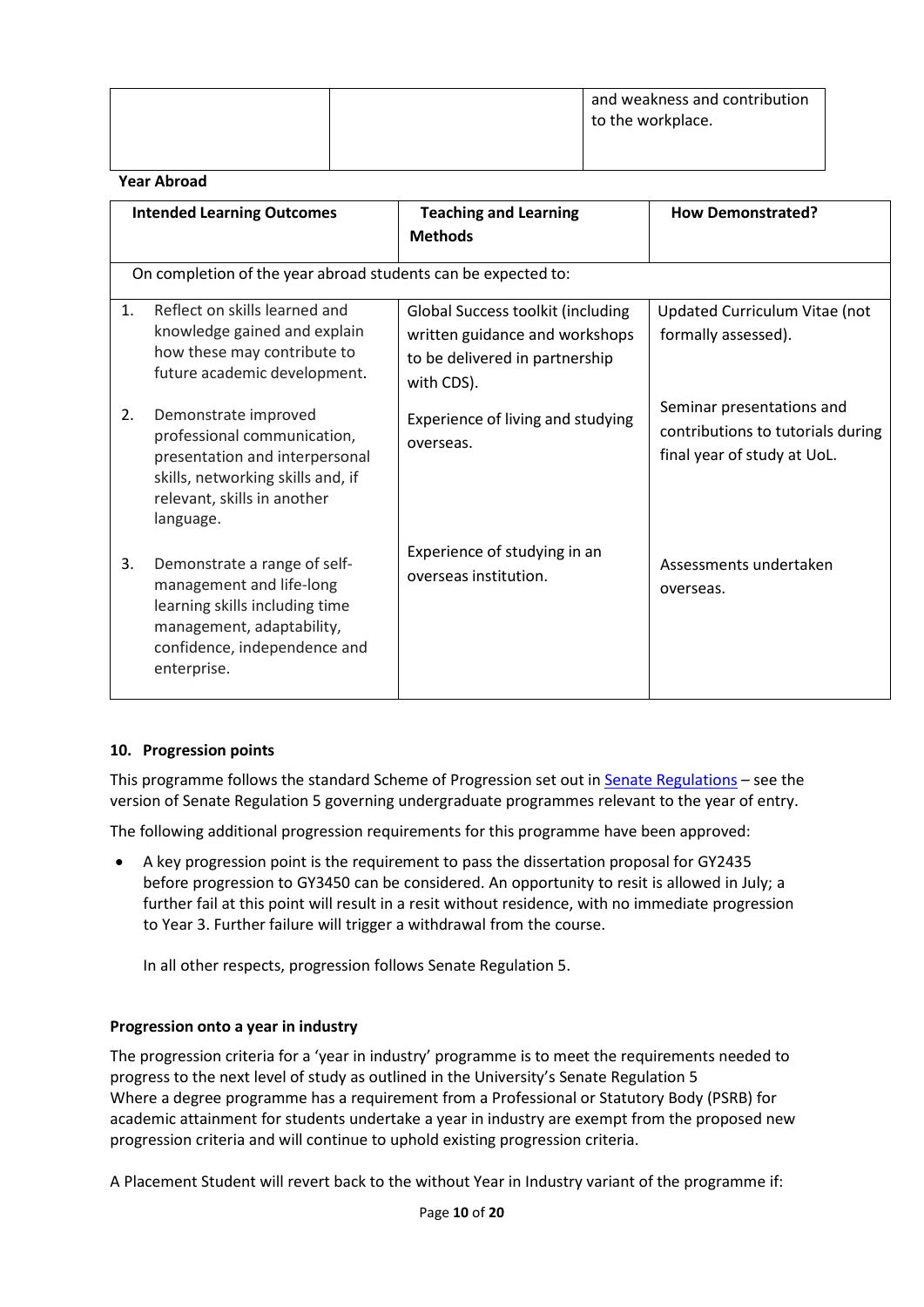| | | and weakness and contribution to the workplace. |
|---|---|---|

**Year Abroad**

| Intended Learning Outcomes | Teaching and Learning Methods | How Demonstrated? |
|---|---|---|
| On completion of the year abroad students can be expected to: | | |
| 1. Reflect on skills learned and knowledge gained and explain how these may contribute to future academic development. | Global Success toolkit (including written guidance and workshops to be delivered in partnership with CDS). | Updated Curriculum Vitae (not formally assessed). |
| 2. Demonstrate improved professional communication, presentation and interpersonal skills, networking skills and, if relevant, skills in another language. | Experience of living and studying overseas. | Seminar presentations and contributions to tutorials during final year of study at UoL. |
| 3. Demonstrate a range of self-management and life-long learning skills including time management, adaptability, confidence, independence and enterprise. | Experience of studying in an overseas institution. | Assessments undertaken overseas. |

### 10. Progression points

This programme follows the standard Scheme of Progression set out in Senate Regulations – see the version of Senate Regulation 5 governing undergraduate programmes relevant to the year of entry.

The following additional progression requirements for this programme have been approved:

- A key progression point is the requirement to pass the dissertation proposal for GY2435 before progression to GY3450 can be considered. An opportunity to resit is allowed in July; a further fail at this point will result in a resit without residence, with no immediate progression to Year 3. Further failure will trigger a withdrawal from the course.

  In all other respects, progression follows Senate Regulation 5.

#### Progression onto a year in industry

The progression criteria for a 'year in industry' programme is to meet the requirements needed to progress to the next level of study as outlined in the University's Senate Regulation 5
Where a degree programme has a requirement from a Professional or Statutory Body (PSRB) for academic attainment for students undertake a year in industry are exempt from the proposed new progression criteria and will continue to uphold existing progression criteria.

A Placement Student will revert back to the without Year in Industry variant of the programme if: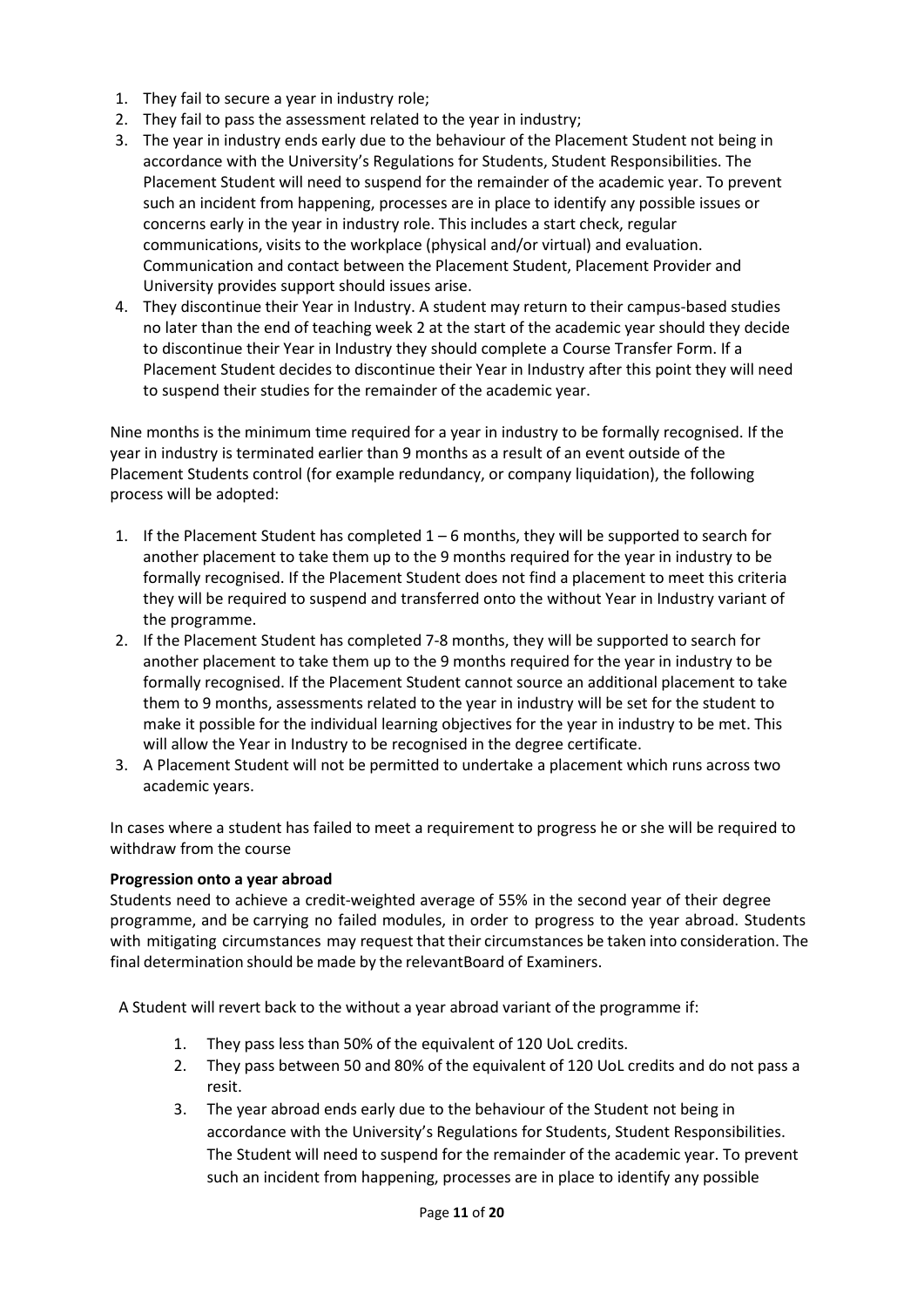1. They fail to secure a year in industry role;
2. They fail to pass the assessment related to the year in industry;
3. The year in industry ends early due to the behaviour of the Placement Student not being in accordance with the University's Regulations for Students, Student Responsibilities. The Placement Student will need to suspend for the remainder of the academic year. To prevent such an incident from happening, processes are in place to identify any possible issues or concerns early in the year in industry role. This includes a start check, regular communications, visits to the workplace (physical and/or virtual) and evaluation. Communication and contact between the Placement Student, Placement Provider and University provides support should issues arise.
4. They discontinue their Year in Industry. A student may return to their campus-based studies no later than the end of teaching week 2 at the start of the academic year should they decide to discontinue their Year in Industry they should complete a Course Transfer Form. If a Placement Student decides to discontinue their Year in Industry after this point they will need to suspend their studies for the remainder of the academic year.

Nine months is the minimum time required for a year in industry to be formally recognised. If the year in industry is terminated earlier than 9 months as a result of an event outside of the Placement Students control (for example redundancy, or company liquidation), the following process will be adopted:

1. If the Placement Student has completed 1 – 6 months, they will be supported to search for another placement to take them up to the 9 months required for the year in industry to be formally recognised. If the Placement Student does not find a placement to meet this criteria they will be required to suspend and transferred onto the without Year in Industry variant of the programme.
2. If the Placement Student has completed 7-8 months, they will be supported to search for another placement to take them up to the 9 months required for the year in industry to be formally recognised. If the Placement Student cannot source an additional placement to take them to 9 months, assessments related to the year in industry will be set for the student to make it possible for the individual learning objectives for the year in industry to be met. This will allow the Year in Industry to be recognised in the degree certificate.
3. A Placement Student will not be permitted to undertake a placement which runs across two academic years.

In cases where a student has failed to meet a requirement to progress he or she will be required to withdraw from the course

**Progression onto a year abroad**

Students need to achieve a credit-weighted average of 55% in the second year of their degree programme, and be carrying no failed modules, in order to progress to the year abroad. Students with mitigating circumstances may request that their circumstances be taken into consideration. The final determination should be made by the relevantBoard of Examiners.

A Student will revert back to the without a year abroad variant of the programme if:

1. They pass less than 50% of the equivalent of 120 UoL credits.
2. They pass between 50 and 80% of the equivalent of 120 UoL credits and do not pass a resit.
3. The year abroad ends early due to the behaviour of the Student not being in accordance with the University's Regulations for Students, Student Responsibilities. The Student will need to suspend for the remainder of the academic year. To prevent such an incident from happening, processes are in place to identify any possible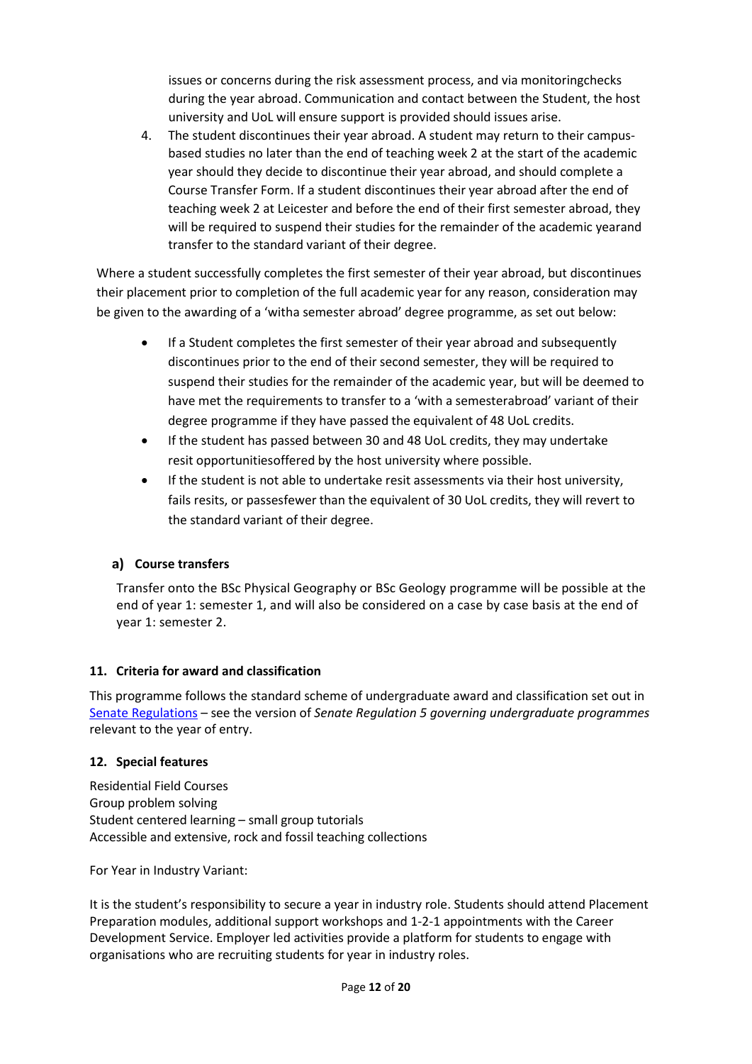issues or concerns during the risk assessment process, and via monitoringchecks during the year abroad. Communication and contact between the Student, the host university and UoL will ensure support is provided should issues arise.

4. The student discontinues their year abroad. A student may return to their campus-based studies no later than the end of teaching week 2 at the start of the academic year should they decide to discontinue their year abroad, and should complete a Course Transfer Form. If a student discontinues their year abroad after the end of teaching week 2 at Leicester and before the end of their first semester abroad, they will be required to suspend their studies for the remainder of the academic yearand transfer to the standard variant of their degree.

Where a student successfully completes the first semester of their year abroad, but discontinues their placement prior to completion of the full academic year for any reason, consideration may be given to the awarding of a 'witha semester abroad' degree programme, as set out below:

- If a Student completes the first semester of their year abroad and subsequently discontinues prior to the end of their second semester, they will be required to suspend their studies for the remainder of the academic year, but will be deemed to have met the requirements to transfer to a 'with a semesterabroad' variant of their degree programme if they have passed the equivalent of 48 UoL credits.
- If the student has passed between 30 and 48 UoL credits, they may undertake resit opportunitiesoffered by the host university where possible.
- If the student is not able to undertake resit assessments via their host university, fails resits, or passesfewer than the equivalent of 30 UoL credits, they will revert to the standard variant of their degree.

### a) Course transfers

Transfer onto the BSc Physical Geography or BSc Geology programme will be possible at the end of year 1: semester 1, and will also be considered on a case by case basis at the end of year 1: semester 2.

## 11. Criteria for award and classification

This programme follows the standard scheme of undergraduate award and classification set out in Senate Regulations – see the version of *Senate Regulation 5 governing undergraduate programmes* relevant to the year of entry.

## 12. Special features

Residential Field Courses
Group problem solving
Student centered learning – small group tutorials
Accessible and extensive, rock and fossil teaching collections

For Year in Industry Variant:

It is the student's responsibility to secure a year in industry role. Students should attend Placement Preparation modules, additional support workshops and 1-2-1 appointments with the Career Development Service. Employer led activities provide a platform for students to engage with organisations who are recruiting students for year in industry roles.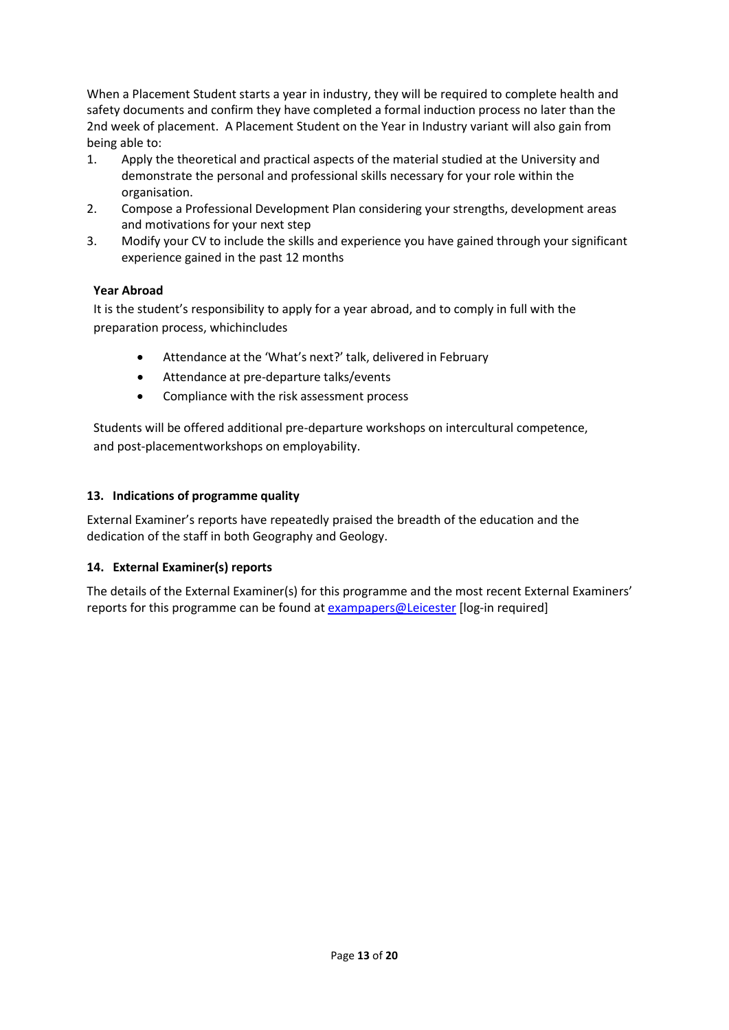When a Placement Student starts a year in industry, they will be required to complete health and safety documents and confirm they have completed a formal induction process no later than the 2nd week of placement. A Placement Student on the Year in Industry variant will also gain from being able to:

1. Apply the theoretical and practical aspects of the material studied at the University and demonstrate the personal and professional skills necessary for your role within the organisation.
2. Compose a Professional Development Plan considering your strengths, development areas and motivations for your next step
3. Modify your CV to include the skills and experience you have gained through your significant experience gained in the past 12 months

**Year Abroad**

It is the student's responsibility to apply for a year abroad, and to comply in full with the preparation process, whichincludes

- Attendance at the 'What's next?' talk, delivered in February
- Attendance at pre-departure talks/events
- Compliance with the risk assessment process

Students will be offered additional pre-departure workshops on intercultural competence, and post-placementworkshops on employability.

## 13. Indications of programme quality

External Examiner's reports have repeatedly praised the breadth of the education and the dedication of the staff in both Geography and Geology.

## 14. External Examiner(s) reports

The details of the External Examiner(s) for this programme and the most recent External Examiners' reports for this programme can be found at exampapers@Leicester [log-in required]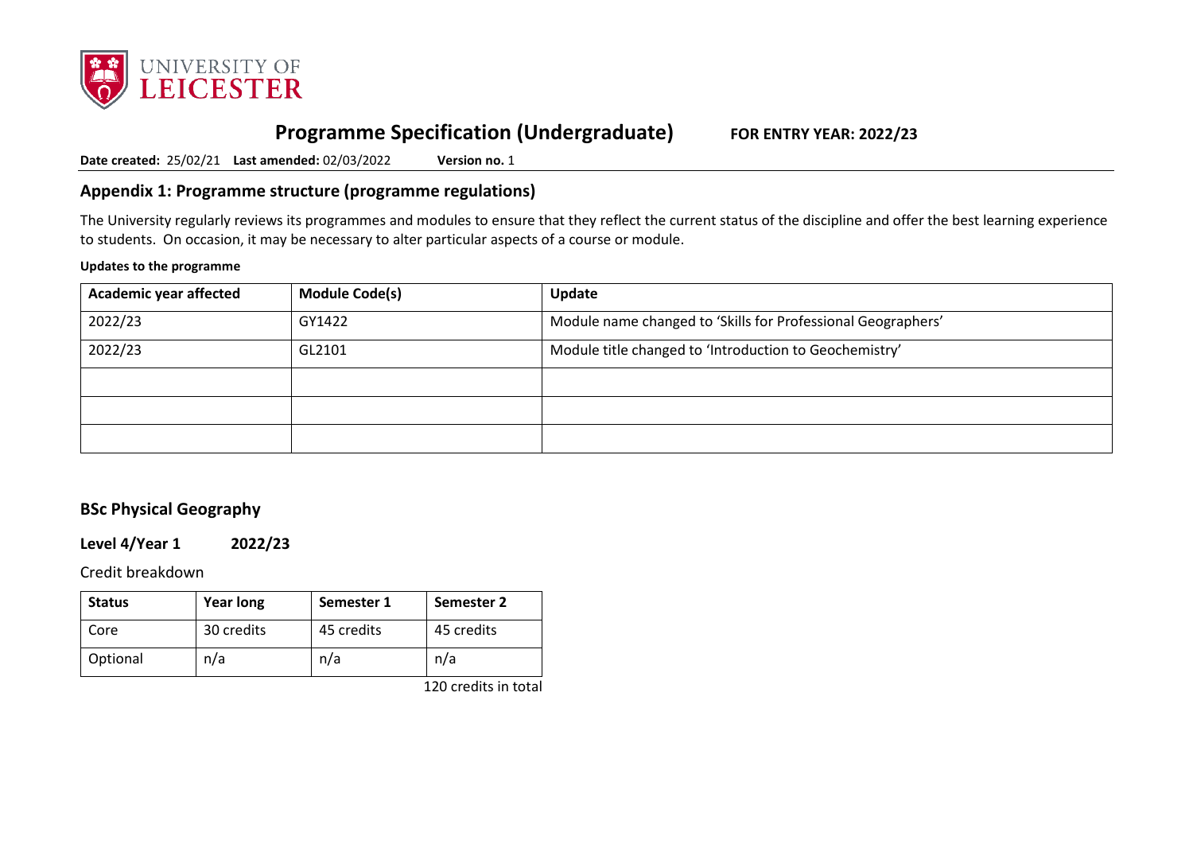# Programme Specification (Undergraduate) FOR ENTRY YEAR: 2022/23

**Date created:** 25/02/21 **Last amended:** 02/03/2022 **Version no.** 1

## Appendix 1: Programme structure (programme regulations)

The University regularly reviews its programmes and modules to ensure that they reflect the current status of the discipline and offer the best learning experience to students. On occasion, it may be necessary to alter particular aspects of a course or module.

**Updates to the programme**

| Academic year affected | Module Code(s) | Update |
|---|---|---|
| 2022/23 | GY1422 | Module name changed to 'Skills for Professional Geographers' |
| 2022/23 | GL2101 | Module title changed to 'Introduction to Geochemistry' |
| | | |
| | | |
| | | |

### BSc Physical Geography

**Level 4/Year 1 2022/23**

Credit breakdown

| Status | Year long | Semester 1 | Semester 2 |
|---|---|---|---|
| Core | 30 credits | 45 credits | 45 credits |
| Optional | n/a | n/a | n/a |

120 credits in total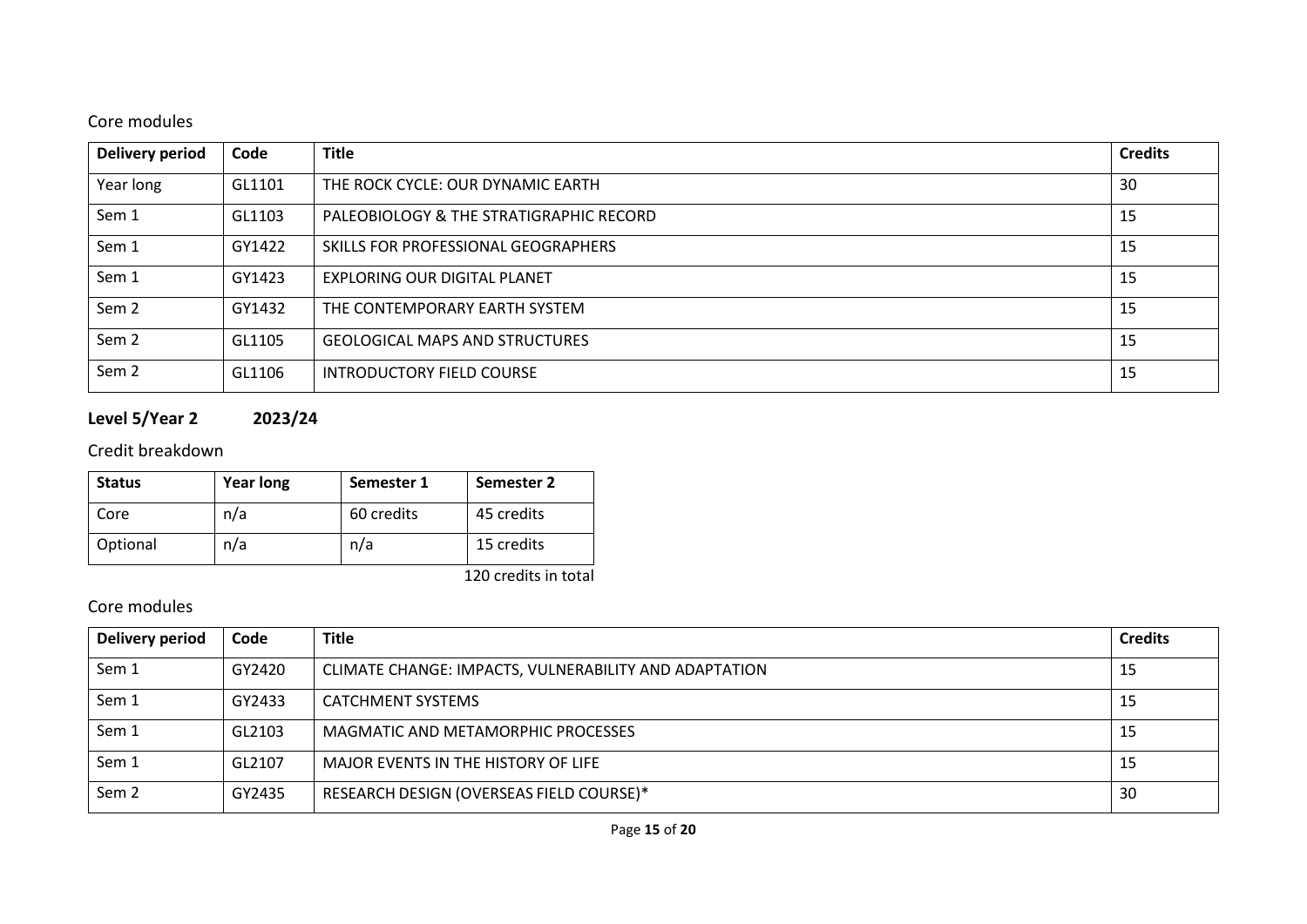Core modules

| Delivery period | Code | Title | Credits |
| --- | --- | --- | --- |
| Year long | GL1101 | THE ROCK CYCLE: OUR DYNAMIC EARTH | 30 |
| Sem 1 | GL1103 | PALEOBIOLOGY & THE STRATIGRAPHIC RECORD | 15 |
| Sem 1 | GY1422 | SKILLS FOR PROFESSIONAL GEOGRAPHERS | 15 |
| Sem 1 | GY1423 | EXPLORING OUR DIGITAL PLANET | 15 |
| Sem 2 | GY1432 | THE CONTEMPORARY EARTH SYSTEM | 15 |
| Sem 2 | GL1105 | GEOLOGICAL MAPS AND STRUCTURES | 15 |
| Sem 2 | GL1106 | INTRODUCTORY FIELD COURSE | 15 |

**Level 5/Year 2 2023/24**

Credit breakdown

| Status | Year long | Semester 1 | Semester 2 |
| --- | --- | --- | --- |
| Core | n/a | 60 credits | 45 credits |
| Optional | n/a | n/a | 15 credits |

120 credits in total

Core modules

| Delivery period | Code | Title | Credits |
| --- | --- | --- | --- |
| Sem 1 | GY2420 | CLIMATE CHANGE: IMPACTS, VULNERABILITY AND ADAPTATION | 15 |
| Sem 1 | GY2433 | CATCHMENT SYSTEMS | 15 |
| Sem 1 | GL2103 | MAGMATIC AND METAMORPHIC PROCESSES | 15 |
| Sem 1 | GL2107 | MAJOR EVENTS IN THE HISTORY OF LIFE | 15 |
| Sem 2 | GY2435 | RESEARCH DESIGN (OVERSEAS FIELD COURSE)* | 30 |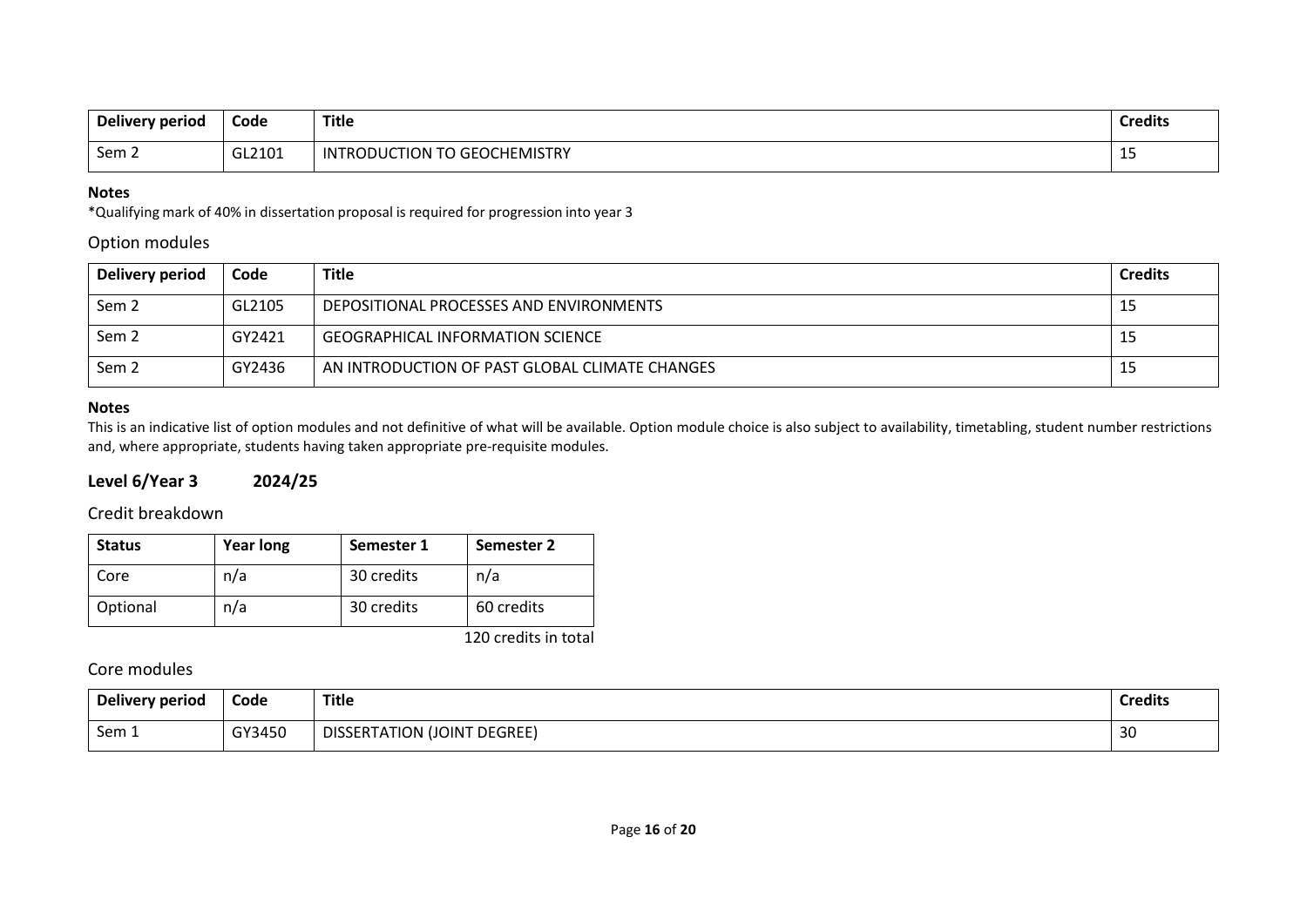| Delivery period | Code | Title | Credits |
|---|---|---|---|
| Sem 2 | GL2101 | INTRODUCTION TO GEOCHEMISTRY | 15 |

**Notes**

*Qualifying mark of 40% in dissertation proposal is required for progression into year 3

### Option modules

| Delivery period | Code | Title | Credits |
|---|---|---|---|
| Sem 2 | GL2105 | DEPOSITIONAL PROCESSES AND ENVIRONMENTS | 15 |
| Sem 2 | GY2421 | GEOGRAPHICAL INFORMATION SCIENCE | 15 |
| Sem 2 | GY2436 | AN INTRODUCTION OF PAST GLOBAL CLIMATE CHANGES | 15 |

**Notes**

This is an indicative list of option modules and not definitive of what will be available. Option module choice is also subject to availability, timetabling, student number restrictions and, where appropriate, students having taken appropriate pre-requisite modules.

## Level 6/Year 3 2024/25

### Credit breakdown

| Status | Year long | Semester 1 | Semester 2 |
|---|---|---|---|
| Core | n/a | 30 credits | n/a |
| Optional | n/a | 30 credits | 60 credits |

120 credits in total

### Core modules

| Delivery period | Code | Title | Credits |
|---|---|---|---|
| Sem 1 | GY3450 | DISSERTATION (JOINT DEGREE) | 30 |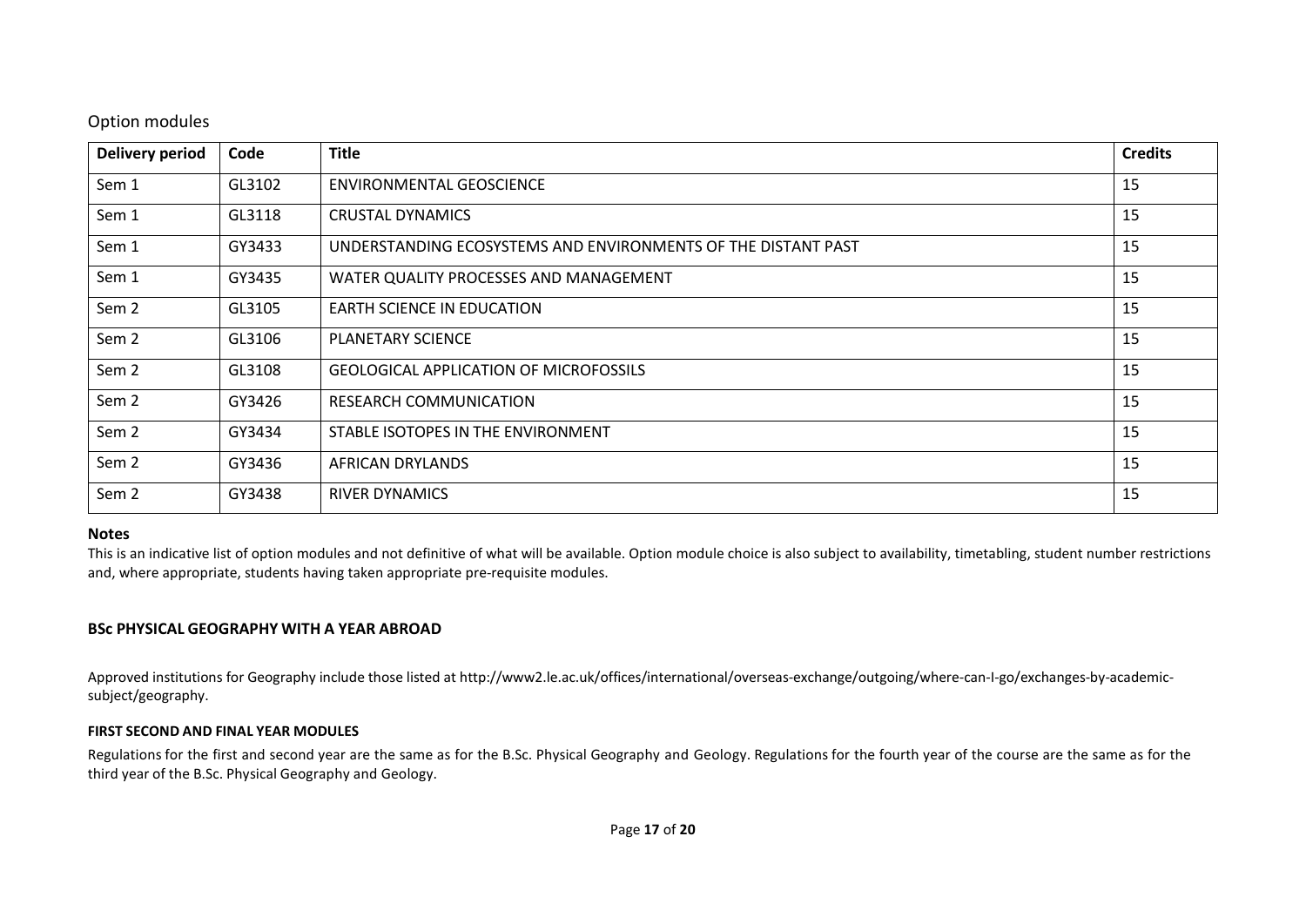## Option modules

| Delivery period | Code | Title | Credits |
|---|---|---|---|
| Sem 1 | GL3102 | ENVIRONMENTAL GEOSCIENCE | 15 |
| Sem 1 | GL3118 | CRUSTAL DYNAMICS | 15 |
| Sem 1 | GY3433 | UNDERSTANDING ECOSYSTEMS AND ENVIRONMENTS OF THE DISTANT PAST | 15 |
| Sem 1 | GY3435 | WATER QUALITY PROCESSES AND MANAGEMENT | 15 |
| Sem 2 | GL3105 | EARTH SCIENCE IN EDUCATION | 15 |
| Sem 2 | GL3106 | PLANETARY SCIENCE | 15 |
| Sem 2 | GL3108 | GEOLOGICAL APPLICATION OF MICROFOSSILS | 15 |
| Sem 2 | GY3426 | RESEARCH COMMUNICATION | 15 |
| Sem 2 | GY3434 | STABLE ISOTOPES IN THE ENVIRONMENT | 15 |
| Sem 2 | GY3436 | AFRICAN DRYLANDS | 15 |
| Sem 2 | GY3438 | RIVER DYNAMICS | 15 |

**Notes**

This is an indicative list of option modules and not definitive of what will be available. Option module choice is also subject to availability, timetabling, student number restrictions and, where appropriate, students having taken appropriate pre-requisite modules.

### BSc PHYSICAL GEOGRAPHY WITH A YEAR ABROAD

Approved institutions for Geography include those listed at http://www2.le.ac.uk/offices/international/overseas-exchange/outgoing/where-can-I-go/exchanges-by-academic-subject/geography.

#### FIRST SECOND AND FINAL YEAR MODULES

Regulations for the first and second year are the same as for the B.Sc. Physical Geography and Geology. Regulations for the fourth year of the course are the same as for the third year of the B.Sc. Physical Geography and Geology.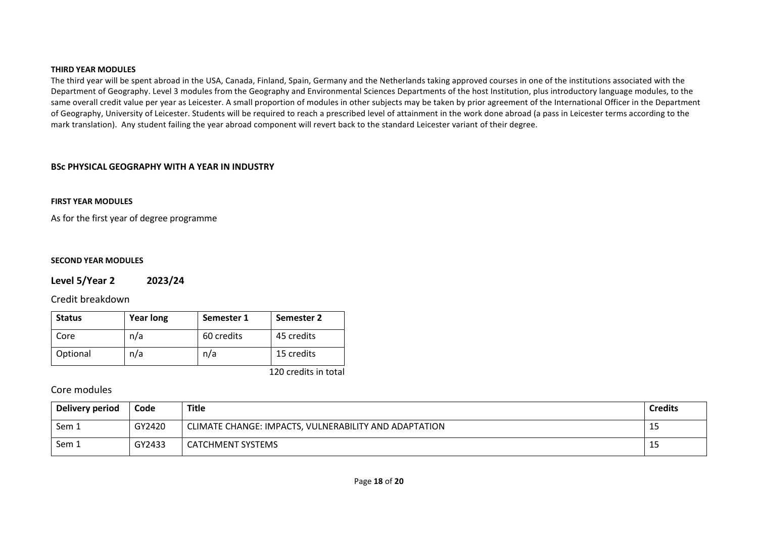#### THIRD YEAR MODULES

The third year will be spent abroad in the USA, Canada, Finland, Spain, Germany and the Netherlands taking approved courses in one of the institutions associated with the Department of Geography. Level 3 modules from the Geography and Environmental Sciences Departments of the host Institution, plus introductory language modules, to the same overall credit value per year as Leicester. A small proportion of modules in other subjects may be taken by prior agreement of the International Officer in the Department of Geography, University of Leicester. Students will be required to reach a prescribed level of attainment in the work done abroad (a pass in Leicester terms according to the mark translation). Any student failing the year abroad component will revert back to the standard Leicester variant of their degree.

### BSc PHYSICAL GEOGRAPHY WITH A YEAR IN INDUSTRY

#### FIRST YEAR MODULES

As for the first year of degree programme

#### SECOND YEAR MODULES

## Level 5/Year 2 2023/24

Credit breakdown

| Status | Year long | Semester 1 | Semester 2 |
|---|---|---|---|
| Core | n/a | 60 credits | 45 credits |
| Optional | n/a | n/a | 15 credits |

120 credits in total

Core modules

| Delivery period | Code | Title | Credits |
|---|---|---|---|
| Sem 1 | GY2420 | CLIMATE CHANGE: IMPACTS, VULNERABILITY AND ADAPTATION | 15 |
| Sem 1 | GY2433 | CATCHMENT SYSTEMS | 15 |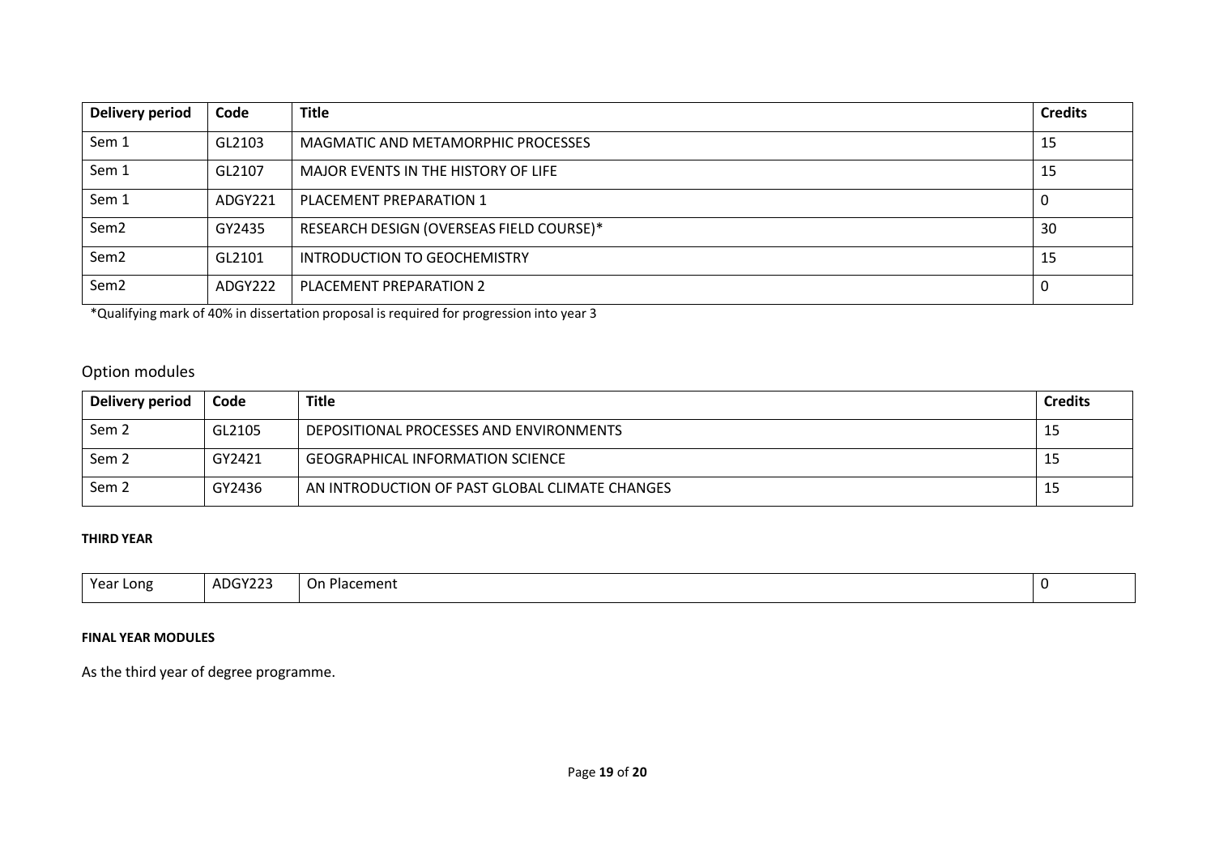| Delivery period | Code | Title | Credits |
|---|---|---|---|
| Sem 1 | GL2103 | MAGMATIC AND METAMORPHIC PROCESSES | 15 |
| Sem 1 | GL2107 | MAJOR EVENTS IN THE HISTORY OF LIFE | 15 |
| Sem 1 | ADGY221 | PLACEMENT PREPARATION 1 | 0 |
| Sem2 | GY2435 | RESEARCH DESIGN (OVERSEAS FIELD COURSE)* | 30 |
| Sem2 | GL2101 | INTRODUCTION TO GEOCHEMISTRY | 15 |
| Sem2 | ADGY222 | PLACEMENT PREPARATION 2 | 0 |

*Qualifying mark of 40% in dissertation proposal is required for progression into year 3

## Option modules

| Delivery period | Code | Title | Credits |
|---|---|---|---|
| Sem 2 | GL2105 | DEPOSITIONAL PROCESSES AND ENVIRONMENTS | 15 |
| Sem 2 | GY2421 | GEOGRAPHICAL INFORMATION SCIENCE | 15 |
| Sem 2 | GY2436 | AN INTRODUCTION OF PAST GLOBAL CLIMATE CHANGES | 15 |

**THIRD YEAR**

| Year Long | ADGY223 | On Placement | 0 |
|---|---|---|---|

**FINAL YEAR MODULES**

As the third year of degree programme.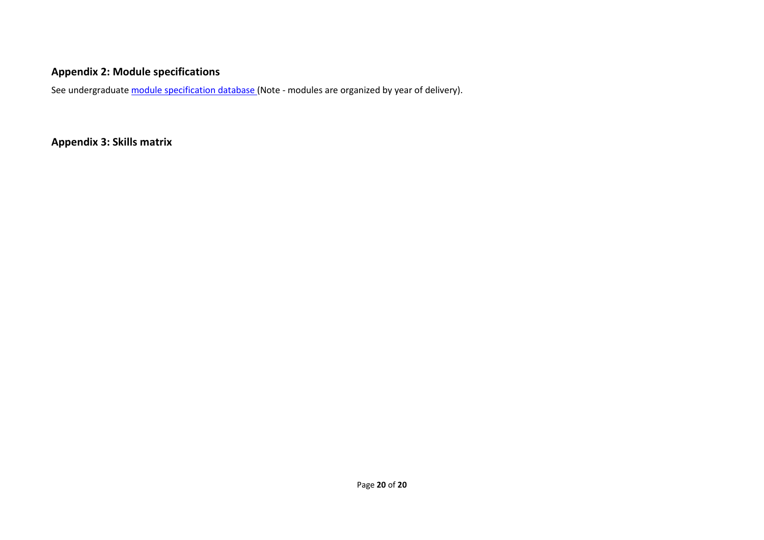## Appendix 2: Module specifications

See undergraduate module specification database (Note - modules are organized by year of delivery).

## Appendix 3: Skills matrix